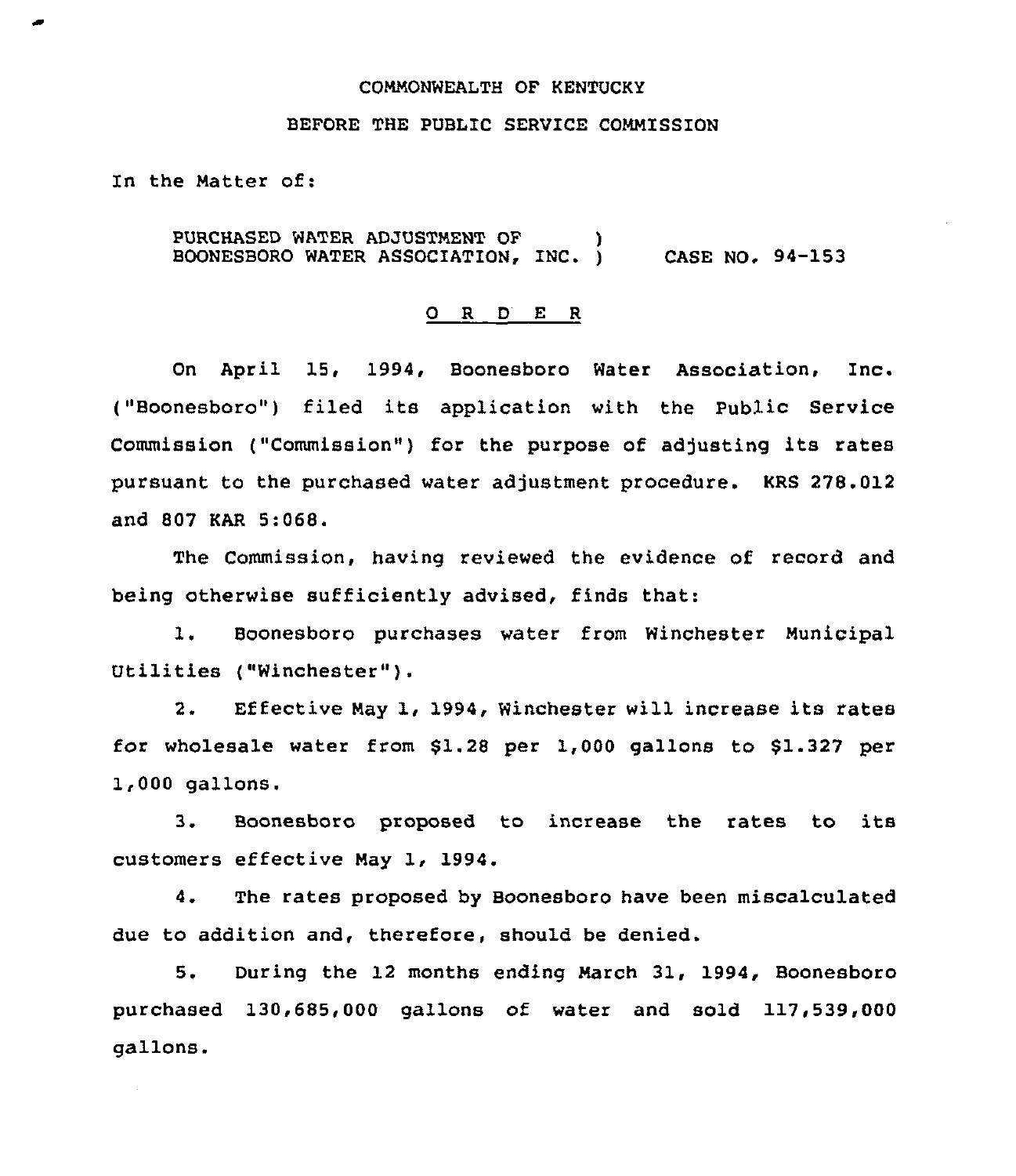COMMONWEALTH OF KENTUCKY

BEFORE THE PUBLIC SERVICE COMMISSION

In the Matter of:

PURCHASED WATER ADJUSTMENT OF BOONESBORO WATER ASSOCIATION, INC. ) CASE NO. 94-153

## O R D E R

On April 15, 1994, Boonesboro Water Association, Inc. ("Boonesboro") filed its application with the Public Service Commission ("Commission") for the purpose of adjusting its rates pursuant to the purchased water adjustment procedure. KRS 278.012 and 807 KAR 5:068.

The Commission, having reviewed the evidence of record and being otherwise sufficiently advised, finds that:

1. Boonesboro purchases water from Winchester Municipal Utilities ("Winchester").

2. Effective May 1, 1994, Winchester will increase its rates for wholesale water from $1.28 per 1,000 gallons to $1.327 per 1,000 gallons.

3. Boonesboro proposed to increase the rates to its customers effective May 1, 1994.

4. The rates proposed by Boonesboro have been miscalculated due to addition and, therefore, should be denied.

5. During the 12 months ending March 31, 1994, Boonesboro purchased 130,685,000 gallons of water and sold 117,539,000 gallons.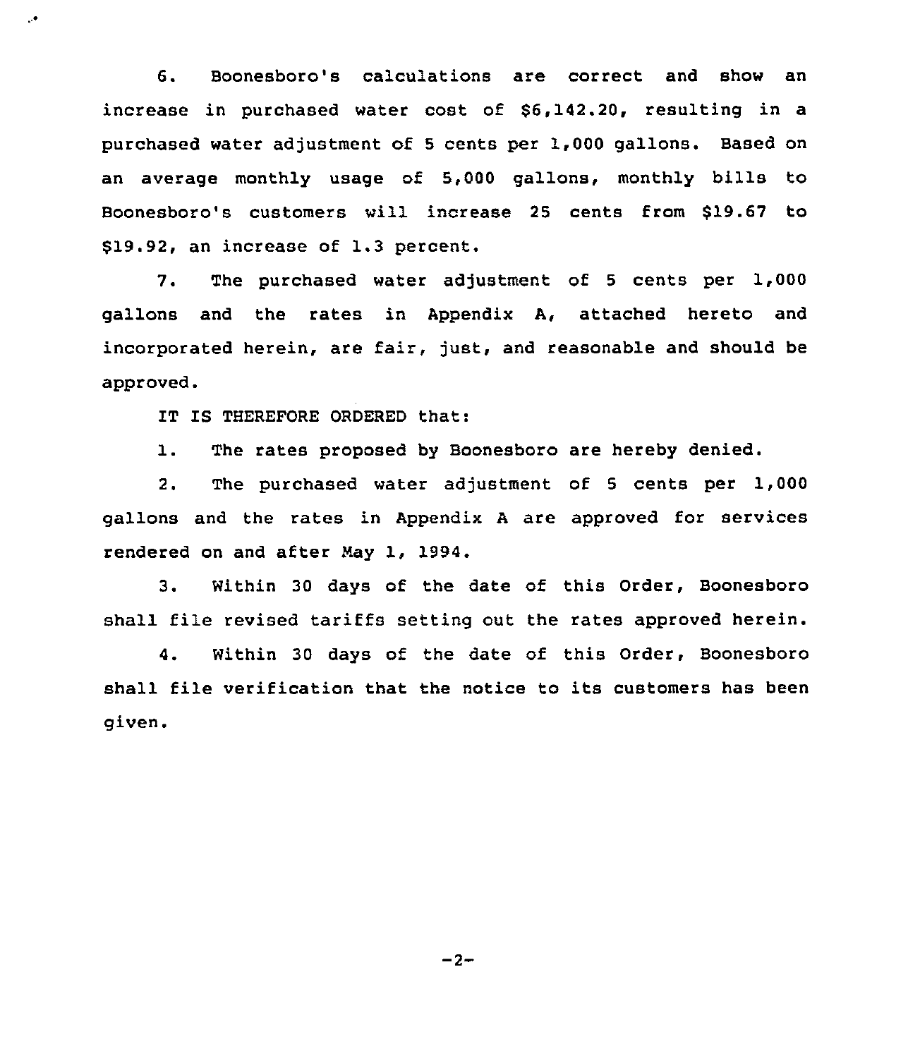6. Boonesboro's calculations are correct and show an increase in purchased water cost of $6,142.20, resulting in a purchased water adjustment of 5 cents per 1,000 gallons. Based on an average monthly usage of 5,000 gallons, monthly bills to Boonesboro's customers will increase 25 cents from $19.67 to $19.92, an increase of 1.3 percent.

7. The purchased water adjustment of 5 cents per 1,000 gallons and the rates in Appendix A, attached hereto and incorporated herein, are fair, just, and reasonable and should be approved.

IT IS THEREFORE ORDERED that:

1. The rates proposed by Boonesboro are hereby denied.

2. The purchased water adjustment of 5 cents per 1,000 gallons and the rates in Appendix A are approved for services rendered on and after May 1, 1994.

3. Within 30 days of the date of this Order, Boonesboro shall file revised tariffs setting out the rates approved herein.

4. Within 30 days of the date of this Order, Boonesboro shall file verification that the notice to its customers has been given.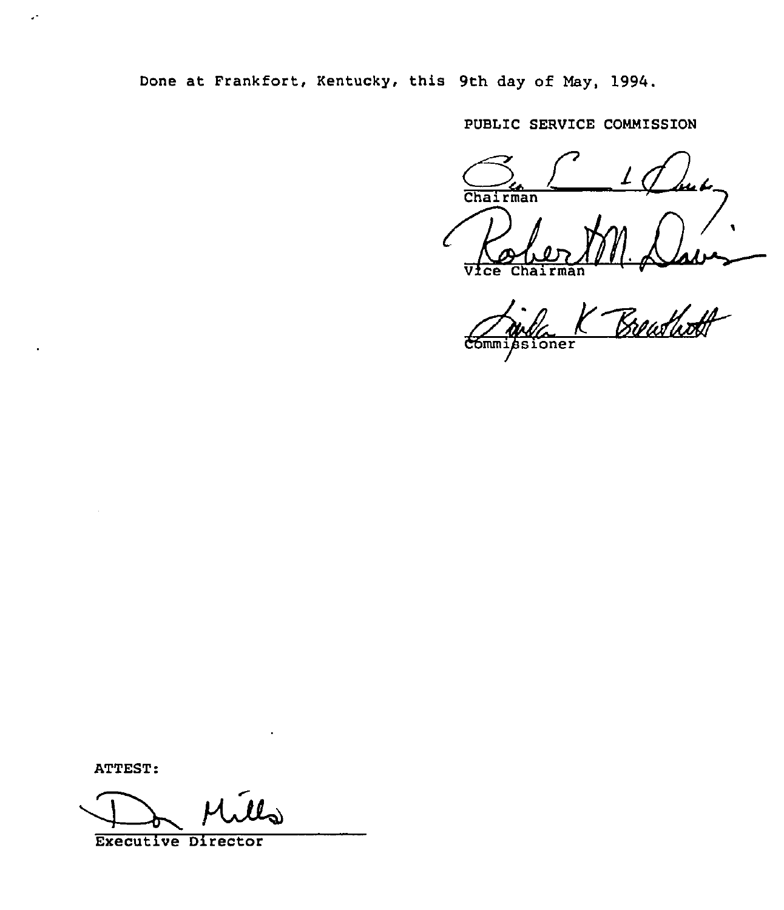Done at Frankfort, Kentucky, this 9th day of May, 1994.

PUBLIC SERVICE COMMISSION

Chairman

Vice Chairman

Commissioner

ATTEST:

Executive Director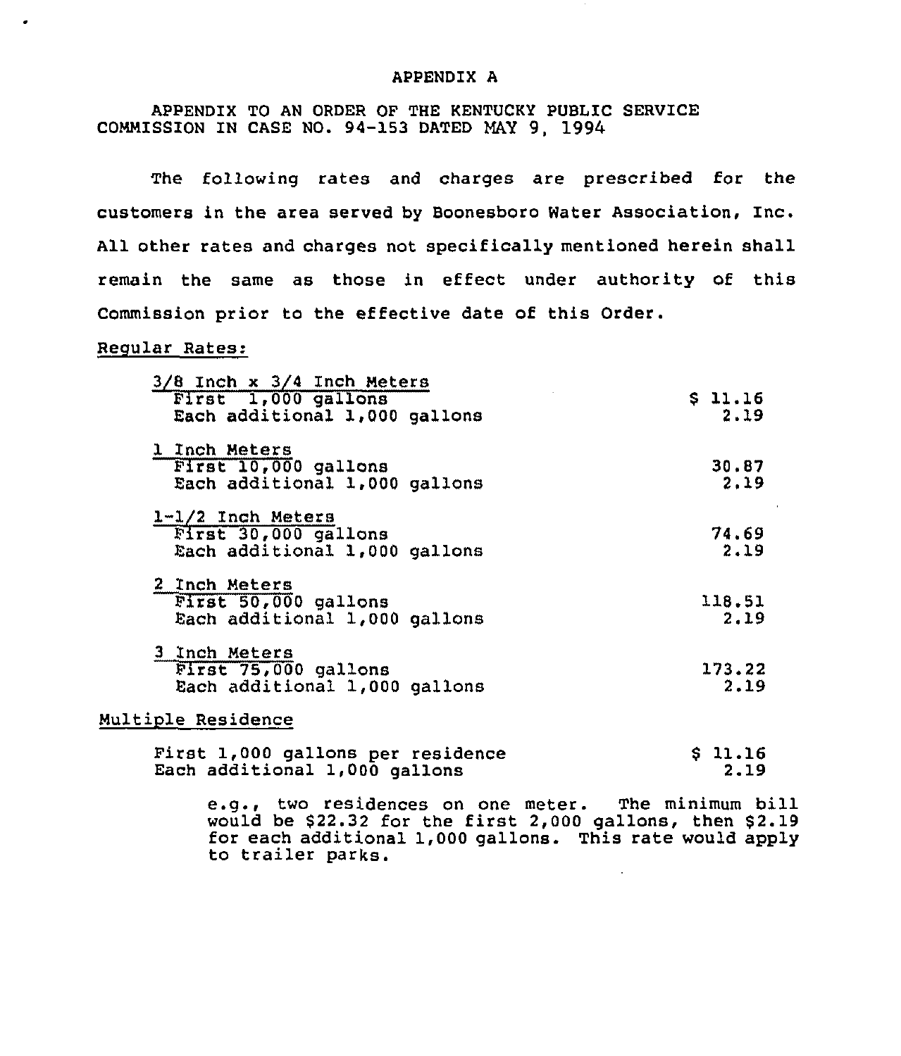# APPENDIX A

APPENDIX TO AN ORDER OF THE KENTUCKY PUBLIC SERVICE COMMISSION IN CASE NO. 94-153 DATED MAY 9, 1994

The following rates and charges are prescribed for the customers in the area served by Boonesboro Water Association, Inc. All other rates and charges not specifically mentioned herein shall remain the same as those in effect under authority of this Commission prior to the effective date of this Order.

Regular Rates:

| | |
|---|---|
| 3/8 Inch x 3/4 Inch Meters | |
| First 1,000 gallons | $ 11.16 |
| Each additional 1,000 gallons | 2.19 |
| 1 Inch Meters | |
| First 10,000 gallons | 30.87 |
| Each additional 1,000 gallons | 2.19 |
| 1-1/2 Inch Meters | |
| First 30,000 gallons | 74.69 |
| Each additional 1,000 gallons | 2.19 |
| 2 Inch Meters | |
| First 50,000 gallons | 118.51 |
| Each additional 1,000 gallons | 2.19 |
| 3 Inch Meters | |
| First 75,000 gallons | 173.22 |
| Each additional 1,000 gallons | 2.19 |

Multiple Residence

| | |
|---|---|
| First 1,000 gallons per residence | $ 11.16 |
| Each additional 1,000 gallons | 2.19 |

e.g., two residences on one meter. The minimum bill would be $22.32 for the first 2,000 gallons, then $2.19 for each additional 1,000 gallons. This rate would apply to trailer parks.